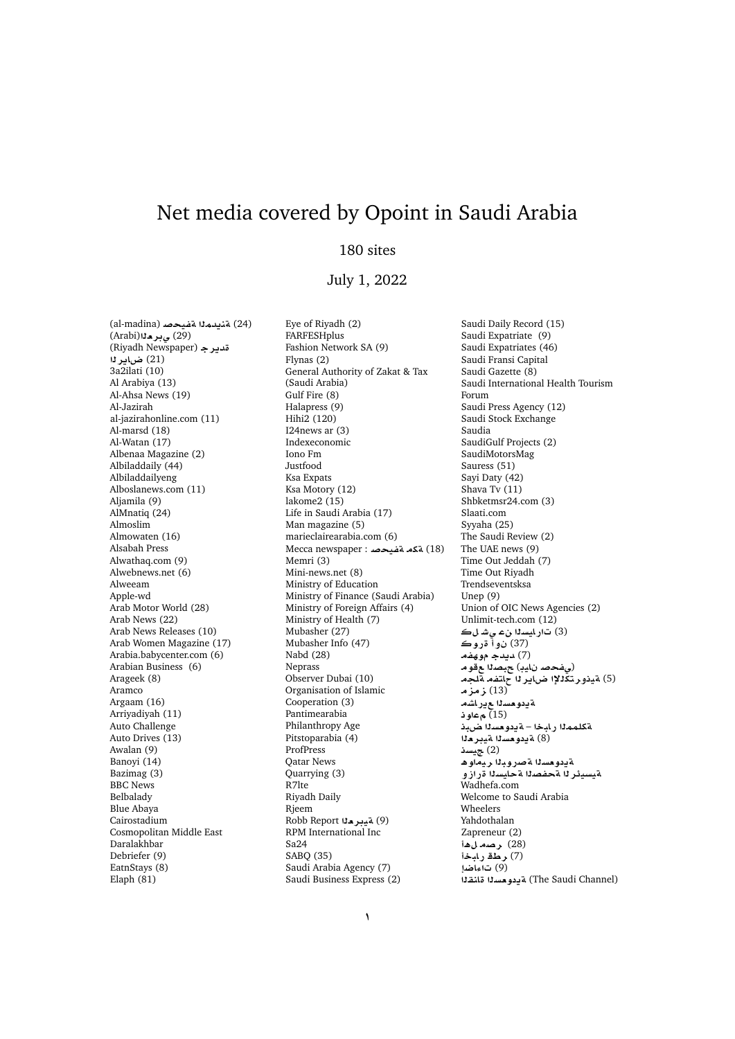# Net media covered by Opoint in Saudi Arabia

180 sites

July 1, 2022

(al-madina) صحيفة المدينة (24)
(Arabi)العربي (29)
(Riyadh Newspaper) جريدة الرياض (21)
3a2ilati (10)
Al Arabiya (13)
Al-Ahsa News (19)
Al-Jazirah
al-jazirahonline.com (11)
Al-marsd (18)
Al-Watan (17)
Albenaa Magazine (2)
Albiladdaily (44)
Albiladdailyeng
Alboslanews.com (11)
Aljamila (9)
AlMnatiq (24)
Almoslim
Almowaten (16)
Alsabah Press
Alwathaq.com (9)
Alwebnews.net (6)
Alweeam
Apple-wd
Arab Motor World (28)
Arab News (22)
Arab News Releases (10)
Arab Women Magazine (17)
Arabia.babycenter.com (6)
Arabian Business (6)
Arageek (8)
Aramco
Argaam (16)
Arriyadiyah (11)
Auto Challenge
Auto Drives (13)
Awalan (9)
Banoyi (14)
Bazimag (3)
BBC News
Belbalady
Blue Abaya
Cairostadium
Cosmopolitan Middle East
Daralakhbar
Debriefer (9)
EatnStays (8)
Elaph (81)
Eye of Riyadh (2)
FARFESHplus
Fashion Network SA (9)
Flynas (2)
General Authority of Zakat & Tax (Saudi Arabia)
Gulf Fire (8)
Halapress (9)
Hihi2 (120)
I24news ar (3)
Indexeconomic
Iono Fm
Justfood
Ksa Expats
Ksa Motory (12)
lakome2 (15)
Life in Saudi Arabia (17)
Man magazine (5)
marieclairearabia.com (6)
Mecca newspaper : صحيفة مكة (18)
Memri (3)
Mini-news.net (8)
Ministry of Education
Ministry of Finance (Saudi Arabia)
Ministry of Foreign Affairs (4)
Ministry of Health (7)
Mubasher (27)
Mubasher Info (47)
Nabd (28)
Nepress
Observer Dubai (10)
Organisation of Islamic Cooperation (3)
Pantimearabia
Philanthropy Age
Pitstoparabia (4)
ProfPress
Qatar News
Quarrying (3)
R7lte
Riyadh Daily
Rjeem
Robb Report العربية (9)
RPM International Inc
Sa24
SABQ (35)
Saudi Arabia Agency (7)
Saudi Business Express (2)
Saudi Daily Record (15)
Saudi Expatriate (9)
Saudi Expatriates (46)
Saudi Fransi Capital
Saudi Gazette (8)
Saudi International Health Tourism Forum
Saudi Press Agency (12)
Saudi Stock Exchange
Saudia
SaudiGulf Projects (2)
SaudiMotorsMag
Sauress (51)
Sayi Daty (42)
Shava Tv (11)
Shbketmsr24.com (3)
Slaati.com
Syyaha (25)
The Saudi Review (2)
The UAE news (9)
Time Out Jeddah (7)
Time Out Riyadh
Trendseventsksa
Unep (9)
Union of OIC News Agencies (2)
Unlimit-tech.com (12)
كل شي عن السيارات (3)
كورة أون (37)
مفهوم جديد (7)
موقع الصبح (بيان صحفي)
مجلة مفتاح الرياض الإلكترونية (5)
مزمز (13)
مشاريع السعودية
نواعم (15)
نبض السعودية – اخبار المملكة
العربية السعودية (8)
نسيج (2)
هوامير البورصة السعودية
وزارة السياحة الصفحة الرئيسية
Wadhefa.com
Welcome to Saudi Arabia
Wheelers
Yahdothalan
Zapreneur (2)
أهل مصر (28)
أخبار قطر (7)
إضاءات (9)
القناة السعودية (The Saudi Channel)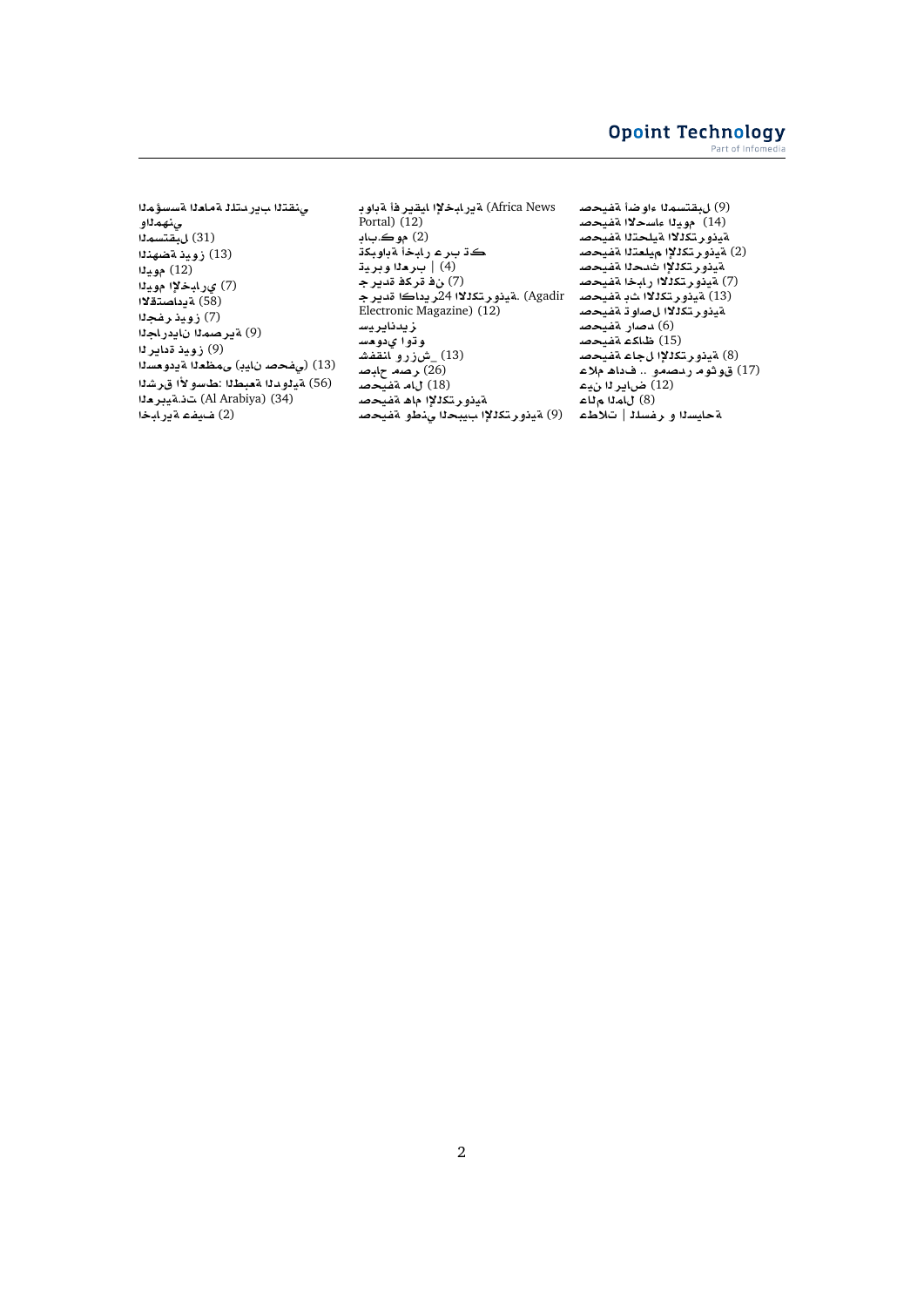المؤسسة العامة للتدريب التقني
والمهني
المستقبل (31)
النهضة نيوز (13)
اليوم (12)
اليوم الإخباري (7)
الاقتصادية (58)
الفجر نيوز (7)
الجارديان المصرية (9)
الريادة نيوز (9)
السعودية العظمى (بيان صحفي) (13)
الشرق الأوسط: الطبعة الدولية (56)
العربية.نت (Al Arabiya) (34)
اخبارية عفيف (2)

بوابة أفريقيا الإخبارية (Africa News Portal) (12)
باب.كوم (2)
تكبوابة أخبار عرب تك
تربو العرب | (4)
جريدة كشفة فن (7)
جريدة اكادير24 الالكترونية. (Agadir 24 Electronic Magazine) (12)
سيريانيوز
سعودي أوتو
شفقنا ورزش_ (13)
صباح مصر (26)
صحيفة مال (18)
صحيفة هام الإلكترونية
صحيفة وطني الحبيب الإلكترونية (9)

صحيفة أضواء المستقبل (9)
صحيفة الأحساء اليوم (14)
صحيفة التحلية الإلكترونية
صحيفة التعليم الإلكترونية (2)
صحيفة الحدث الإلكترونية
صحيفة الخبر الإلكترونية (7)
صحيفة بث الإلكترونية (13)
صحيفة تواصل الإلكترونية
صحيفة راصد (6)
صحيفة عكاظ (15)
صحيفة عاجل الإلكترونية (8)
عالم هادف .. ومصدر موثوق (17)
عين الرياض (12)
عالم المال (8)
عطلات | السفر و السياحة